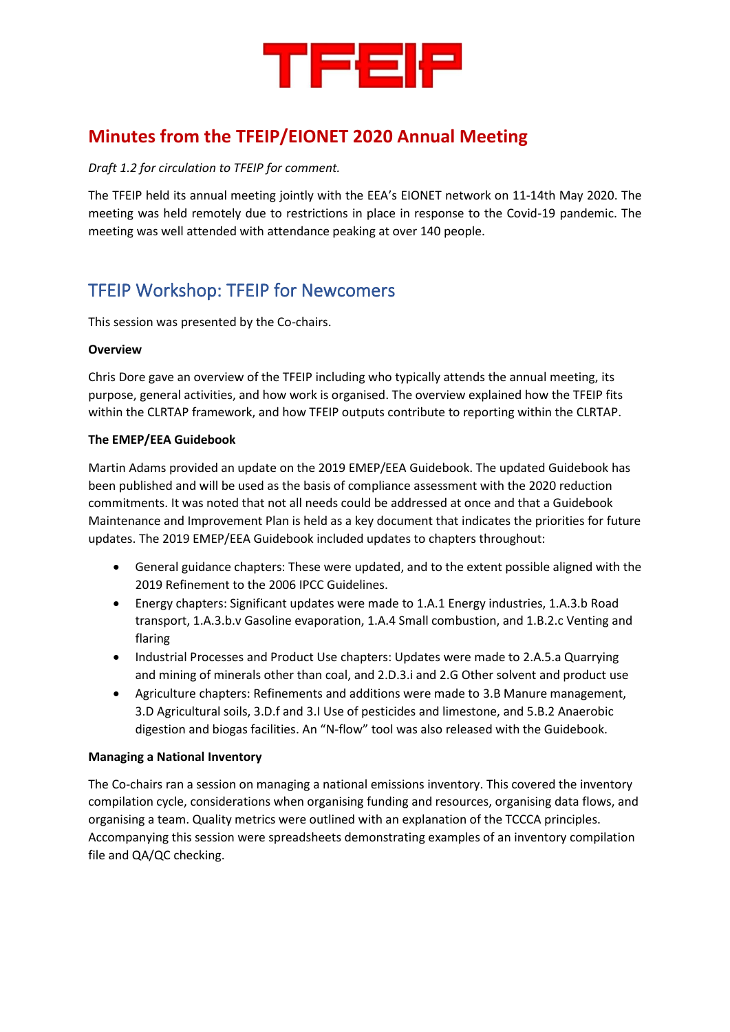# TFEIP

## Minutes from the TFEIP/EIONET 2020 Annual Meeting

*Draft 1.2 for circulation to TFEIP for comment.*

The TFEIP held its annual meeting jointly with the EEA's EIONET network on 11-14th May 2020. The meeting was held remotely due to restrictions in place in response to the Covid-19 pandemic. The meeting was well attended with attendance peaking at over 140 people.

## TFEIP Workshop: TFEIP for Newcomers

This session was presented by the Co-chairs.

**Overview**

Chris Dore gave an overview of the TFEIP including who typically attends the annual meeting, its purpose, general activities, and how work is organised. The overview explained how the TFEIP fits within the CLRTAP framework, and how TFEIP outputs contribute to reporting within the CLRTAP.

**The EMEP/EEA Guidebook**

Martin Adams provided an update on the 2019 EMEP/EEA Guidebook. The updated Guidebook has been published and will be used as the basis of compliance assessment with the 2020 reduction commitments. It was noted that not all needs could be addressed at once and that a Guidebook Maintenance and Improvement Plan is held as a key document that indicates the priorities for future updates. The 2019 EMEP/EEA Guidebook included updates to chapters throughout:

- General guidance chapters: These were updated, and to the extent possible aligned with the 2019 Refinement to the 2006 IPCC Guidelines.
- Energy chapters: Significant updates were made to 1.A.1 Energy industries, 1.A.3.b Road transport, 1.A.3.b.v Gasoline evaporation, 1.A.4 Small combustion, and 1.B.2.c Venting and flaring
- Industrial Processes and Product Use chapters: Updates were made to 2.A.5.a Quarrying and mining of minerals other than coal, and 2.D.3.i and 2.G Other solvent and product use
- Agriculture chapters: Refinements and additions were made to 3.B Manure management, 3.D Agricultural soils, 3.D.f and 3.I Use of pesticides and limestone, and 5.B.2 Anaerobic digestion and biogas facilities. An "N-flow" tool was also released with the Guidebook.

**Managing a National Inventory**

The Co-chairs ran a session on managing a national emissions inventory. This covered the inventory compilation cycle, considerations when organising funding and resources, organising data flows, and organising a team. Quality metrics were outlined with an explanation of the TCCCA principles. Accompanying this session were spreadsheets demonstrating examples of an inventory compilation file and QA/QC checking.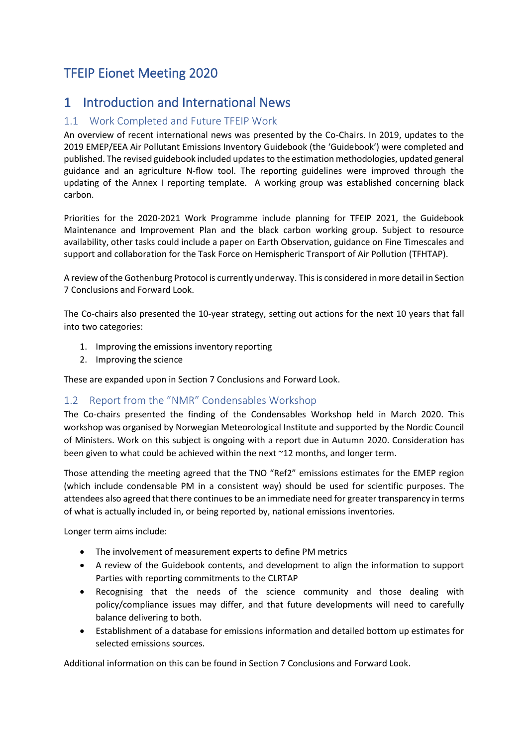# TFEIP Eionet Meeting 2020

# 1 Introduction and International News

## 1.1 Work Completed and Future TFEIP Work

An overview of recent international news was presented by the Co-Chairs. In 2019, updates to the 2019 EMEP/EEA Air Pollutant Emissions Inventory Guidebook (the 'Guidebook') were completed and published. The revised guidebook included updates to the estimation methodologies, updated general guidance and an agriculture N-flow tool. The reporting guidelines were improved through the updating of the Annex I reporting template. A working group was established concerning black carbon.

Priorities for the 2020-2021 Work Programme include planning for TFEIP 2021, the Guidebook Maintenance and Improvement Plan and the black carbon working group. Subject to resource availability, other tasks could include a paper on Earth Observation, guidance on Fine Timescales and support and collaboration for the Task Force on Hemispheric Transport of Air Pollution (TFHTAP).

A review of the Gothenburg Protocol is currently underway. This is considered in more detail in Section 7 Conclusions and Forward Look.

The Co-chairs also presented the 10-year strategy, setting out actions for the next 10 years that fall into two categories:

1. Improving the emissions inventory reporting
2. Improving the science

These are expanded upon in Section 7 Conclusions and Forward Look.

## 1.2 Report from the "NMR" Condensables Workshop

The Co-chairs presented the finding of the Condensables Workshop held in March 2020. This workshop was organised by Norwegian Meteorological Institute and supported by the Nordic Council of Ministers. Work on this subject is ongoing with a report due in Autumn 2020. Consideration has been given to what could be achieved within the next ~12 months, and longer term.

Those attending the meeting agreed that the TNO "Ref2" emissions estimates for the EMEP region (which include condensable PM in a consistent way) should be used for scientific purposes. The attendees also agreed that there continues to be an immediate need for greater transparency in terms of what is actually included in, or being reported by, national emissions inventories.

Longer term aims include:

- The involvement of measurement experts to define PM metrics
- A review of the Guidebook contents, and development to align the information to support Parties with reporting commitments to the CLRTAP
- Recognising that the needs of the science community and those dealing with policy/compliance issues may differ, and that future developments will need to carefully balance delivering to both.
- Establishment of a database for emissions information and detailed bottom up estimates for selected emissions sources.

Additional information on this can be found in Section 7 Conclusions and Forward Look.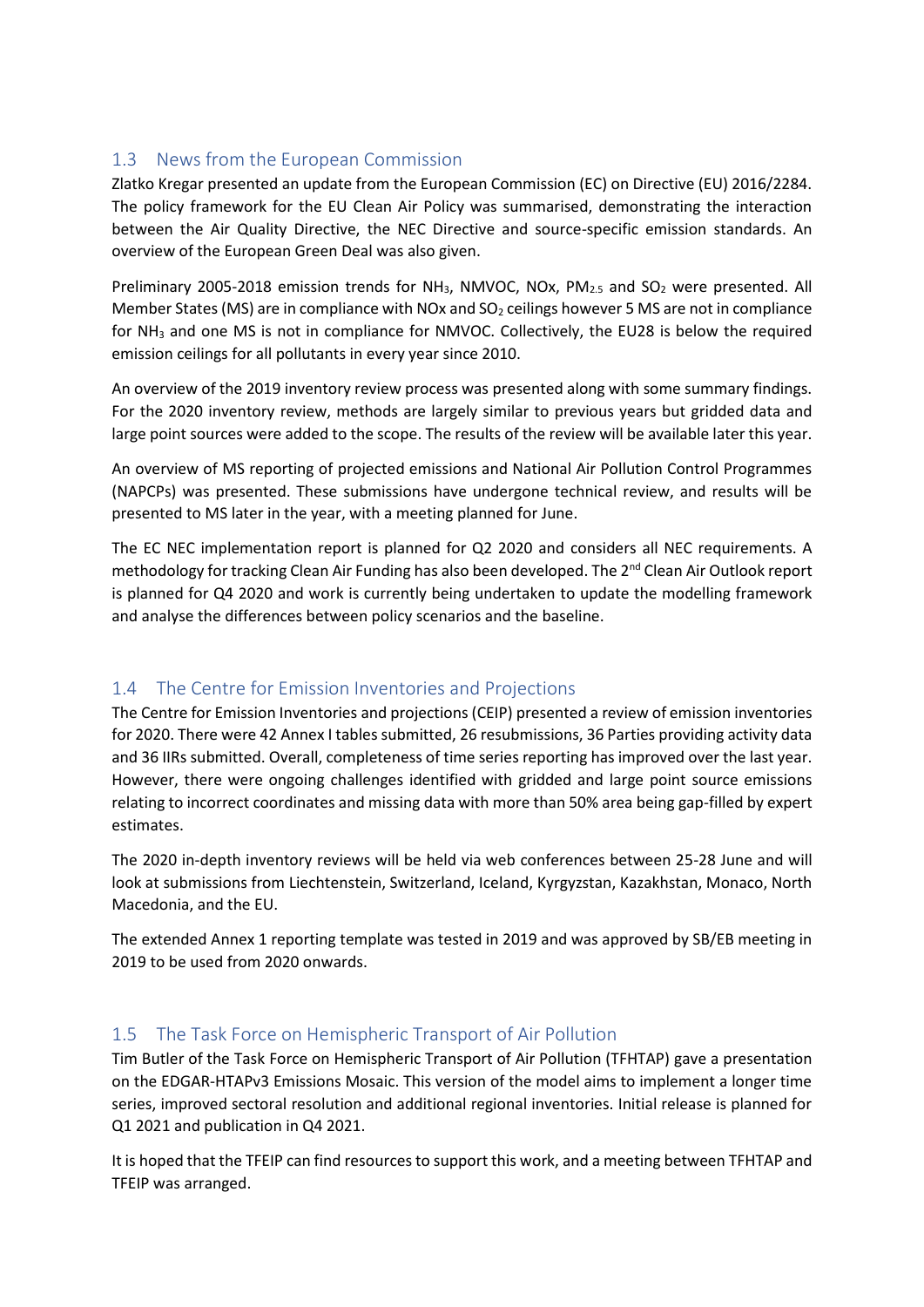## 1.3 News from the European Commission

Zlatko Kregar presented an update from the European Commission (EC) on Directive (EU) 2016/2284. The policy framework for the EU Clean Air Policy was summarised, demonstrating the interaction between the Air Quality Directive, the NEC Directive and source-specific emission standards. An overview of the European Green Deal was also given.

Preliminary 2005-2018 emission trends for $NH_3$, NMVOC, NOx, $PM_{2.5}$ and $SO_2$ were presented. All Member States (MS) are in compliance with NOx and $SO_2$ ceilings however 5 MS are not in compliance for $NH_3$ and one MS is not in compliance for NMVOC. Collectively, the EU28 is below the required emission ceilings for all pollutants in every year since 2010.

An overview of the 2019 inventory review process was presented along with some summary findings. For the 2020 inventory review, methods are largely similar to previous years but gridded data and large point sources were added to the scope. The results of the review will be available later this year.

An overview of MS reporting of projected emissions and National Air Pollution Control Programmes (NAPCPs) was presented. These submissions have undergone technical review, and results will be presented to MS later in the year, with a meeting planned for June.

The EC NEC implementation report is planned for Q2 2020 and considers all NEC requirements. A methodology for tracking Clean Air Funding has also been developed. The 2nd Clean Air Outlook report is planned for Q4 2020 and work is currently being undertaken to update the modelling framework and analyse the differences between policy scenarios and the baseline.

## 1.4 The Centre for Emission Inventories and Projections

The Centre for Emission Inventories and projections (CEIP) presented a review of emission inventories for 2020. There were 42 Annex I tables submitted, 26 resubmissions, 36 Parties providing activity data and 36 IIRs submitted. Overall, completeness of time series reporting has improved over the last year. However, there were ongoing challenges identified with gridded and large point source emissions relating to incorrect coordinates and missing data with more than 50% area being gap-filled by expert estimates.

The 2020 in-depth inventory reviews will be held via web conferences between 25-28 June and will look at submissions from Liechtenstein, Switzerland, Iceland, Kyrgyzstan, Kazakhstan, Monaco, North Macedonia, and the EU.

The extended Annex 1 reporting template was tested in 2019 and was approved by SB/EB meeting in 2019 to be used from 2020 onwards.

## 1.5 The Task Force on Hemispheric Transport of Air Pollution

Tim Butler of the Task Force on Hemispheric Transport of Air Pollution (TFHTAP) gave a presentation on the EDGAR-HTAPv3 Emissions Mosaic. This version of the model aims to implement a longer time series, improved sectoral resolution and additional regional inventories. Initial release is planned for Q1 2021 and publication in Q4 2021.

It is hoped that the TFEIP can find resources to support this work, and a meeting between TFHTAP and TFEIP was arranged.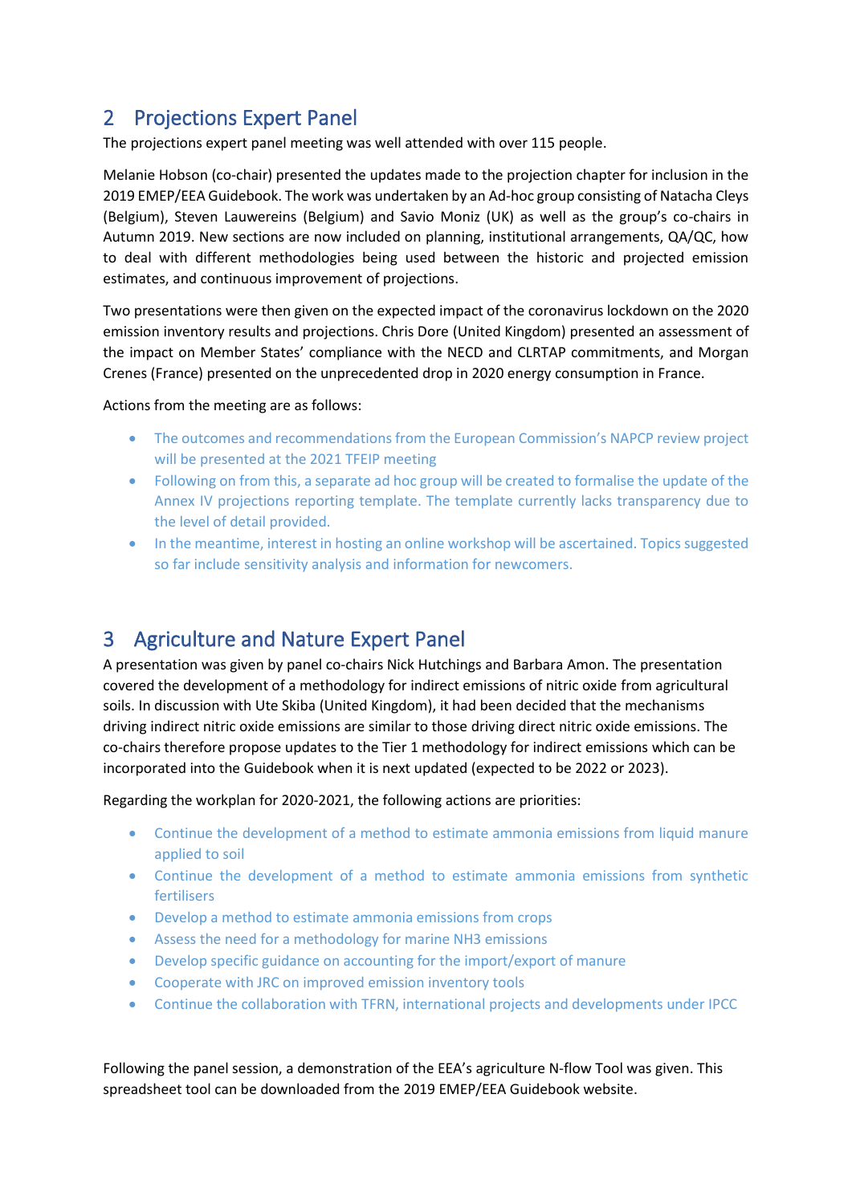## 2 Projections Expert Panel

The projections expert panel meeting was well attended with over 115 people.

Melanie Hobson (co-chair) presented the updates made to the projection chapter for inclusion in the 2019 EMEP/EEA Guidebook. The work was undertaken by an Ad-hoc group consisting of Natacha Cleys (Belgium), Steven Lauwereins (Belgium) and Savio Moniz (UK) as well as the group's co-chairs in Autumn 2019. New sections are now included on planning, institutional arrangements, QA/QC, how to deal with different methodologies being used between the historic and projected emission estimates, and continuous improvement of projections.

Two presentations were then given on the expected impact of the coronavirus lockdown on the 2020 emission inventory results and projections. Chris Dore (United Kingdom) presented an assessment of the impact on Member States' compliance with the NECD and CLRTAP commitments, and Morgan Crenes (France) presented on the unprecedented drop in 2020 energy consumption in France.

Actions from the meeting are as follows:

- The outcomes and recommendations from the European Commission's NAPCP review project will be presented at the 2021 TFEIP meeting
- Following on from this, a separate ad hoc group will be created to formalise the update of the Annex IV projections reporting template. The template currently lacks transparency due to the level of detail provided.
- In the meantime, interest in hosting an online workshop will be ascertained. Topics suggested so far include sensitivity analysis and information for newcomers.

## 3 Agriculture and Nature Expert Panel

A presentation was given by panel co-chairs Nick Hutchings and Barbara Amon. The presentation covered the development of a methodology for indirect emissions of nitric oxide from agricultural soils. In discussion with Ute Skiba (United Kingdom), it had been decided that the mechanisms driving indirect nitric oxide emissions are similar to those driving direct nitric oxide emissions. The co-chairs therefore propose updates to the Tier 1 methodology for indirect emissions which can be incorporated into the Guidebook when it is next updated (expected to be 2022 or 2023).

Regarding the workplan for 2020-2021, the following actions are priorities:

- Continue the development of a method to estimate ammonia emissions from liquid manure applied to soil
- Continue the development of a method to estimate ammonia emissions from synthetic fertilisers
- Develop a method to estimate ammonia emissions from crops
- Assess the need for a methodology for marine $NH_3$ emissions
- Develop specific guidance on accounting for the import/export of manure
- Cooperate with JRC on improved emission inventory tools
- Continue the collaboration with TFRN, international projects and developments under IPCC

Following the panel session, a demonstration of the EEA's agriculture N-flow Tool was given. This spreadsheet tool can be downloaded from the 2019 EMEP/EEA Guidebook website.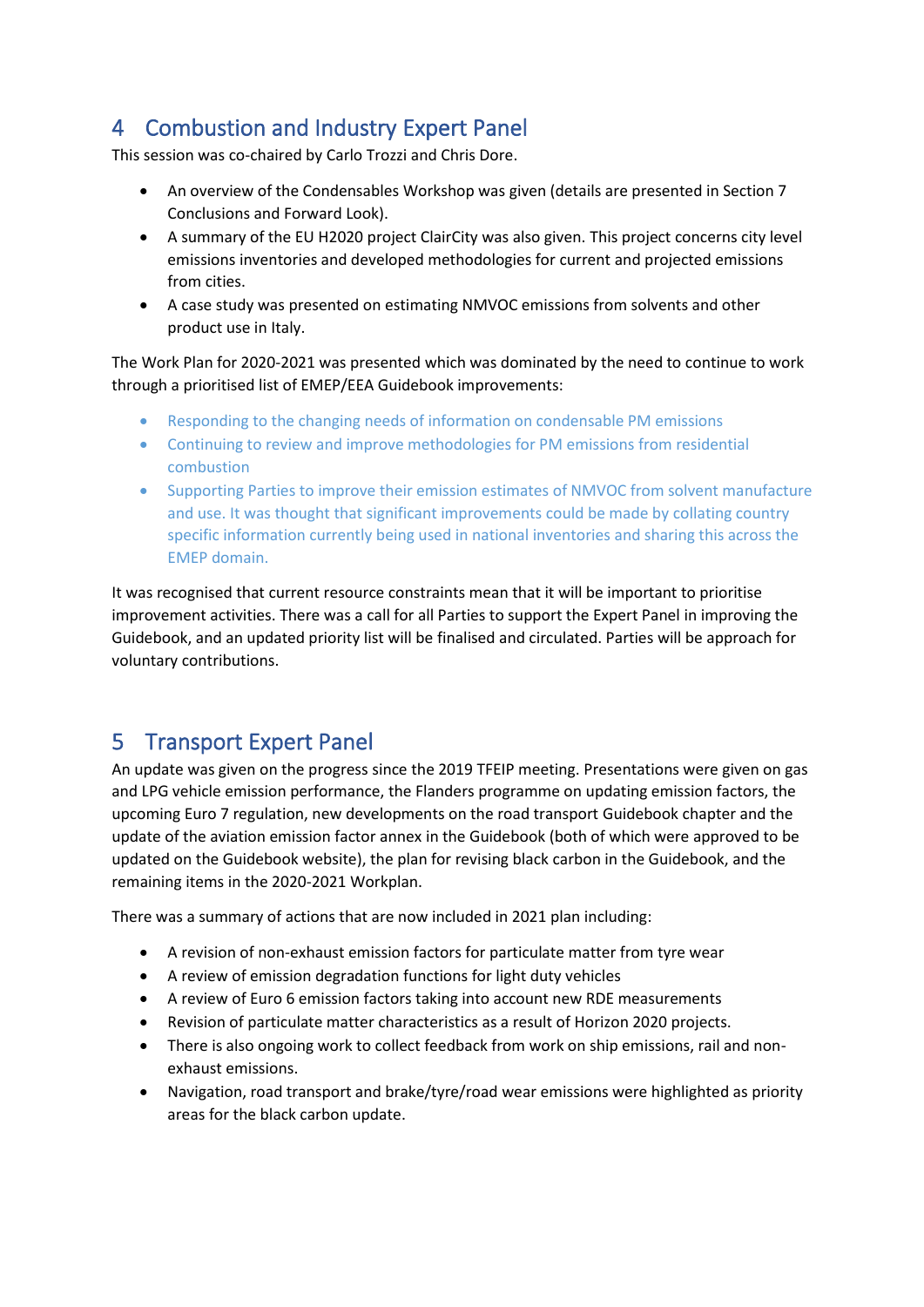## 4 Combustion and Industry Expert Panel

This session was co-chaired by Carlo Trozzi and Chris Dore.

- An overview of the Condensables Workshop was given (details are presented in Section 7 Conclusions and Forward Look).
- A summary of the EU H2020 project ClairCity was also given. This project concerns city level emissions inventories and developed methodologies for current and projected emissions from cities.
- A case study was presented on estimating NMVOC emissions from solvents and other product use in Italy.

The Work Plan for 2020-2021 was presented which was dominated by the need to continue to work through a prioritised list of EMEP/EEA Guidebook improvements:

- Responding to the changing needs of information on condensable PM emissions
- Continuing to review and improve methodologies for PM emissions from residential combustion
- Supporting Parties to improve their emission estimates of NMVOC from solvent manufacture and use. It was thought that significant improvements could be made by collating country specific information currently being used in national inventories and sharing this across the EMEP domain.

It was recognised that current resource constraints mean that it will be important to prioritise improvement activities. There was a call for all Parties to support the Expert Panel in improving the Guidebook, and an updated priority list will be finalised and circulated. Parties will be approach for voluntary contributions.

## 5 Transport Expert Panel

An update was given on the progress since the 2019 TFEIP meeting. Presentations were given on gas and LPG vehicle emission performance, the Flanders programme on updating emission factors, the upcoming Euro 7 regulation, new developments on the road transport Guidebook chapter and the update of the aviation emission factor annex in the Guidebook (both of which were approved to be updated on the Guidebook website), the plan for revising black carbon in the Guidebook, and the remaining items in the 2020-2021 Workplan.

There was a summary of actions that are now included in 2021 plan including:

- A revision of non-exhaust emission factors for particulate matter from tyre wear
- A review of emission degradation functions for light duty vehicles
- A review of Euro 6 emission factors taking into account new RDE measurements
- Revision of particulate matter characteristics as a result of Horizon 2020 projects.
- There is also ongoing work to collect feedback from work on ship emissions, rail and non-exhaust emissions.
- Navigation, road transport and brake/tyre/road wear emissions were highlighted as priority areas for the black carbon update.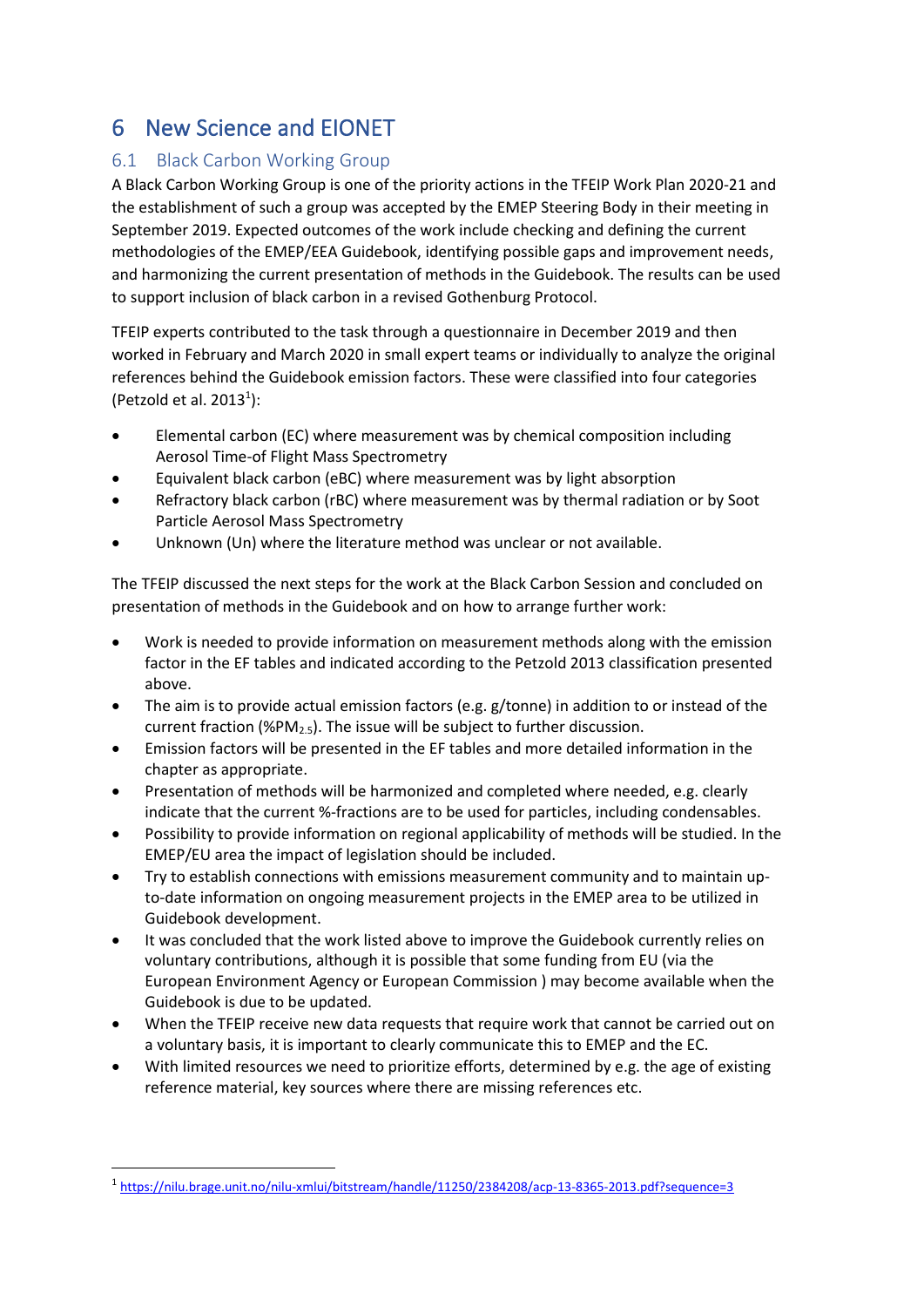# 6 New Science and EIONET

## 6.1 Black Carbon Working Group

A Black Carbon Working Group is one of the priority actions in the TFEIP Work Plan 2020-21 and the establishment of such a group was accepted by the EMEP Steering Body in their meeting in September 2019. Expected outcomes of the work include checking and defining the current methodologies of the EMEP/EEA Guidebook, identifying possible gaps and improvement needs, and harmonizing the current presentation of methods in the Guidebook. The results can be used to support inclusion of black carbon in a revised Gothenburg Protocol.

TFEIP experts contributed to the task through a questionnaire in December 2019 and then worked in February and March 2020 in small expert teams or individually to analyze the original references behind the Guidebook emission factors. These were classified into four categories (Petzold et al. 2013[1]):

- Elemental carbon (EC) where measurement was by chemical composition including Aerosol Time-of Flight Mass Spectrometry
- Equivalent black carbon (eBC) where measurement was by light absorption
- Refractory black carbon (rBC) where measurement was by thermal radiation or by Soot Particle Aerosol Mass Spectrometry
- Unknown (Un) where the literature method was unclear or not available.

The TFEIP discussed the next steps for the work at the Black Carbon Session and concluded on presentation of methods in the Guidebook and on how to arrange further work:

- Work is needed to provide information on measurement methods along with the emission factor in the EF tables and indicated according to the Petzold 2013 classification presented above.
- The aim is to provide actual emission factors (e.g. g/tonne) in addition to or instead of the current fraction (%$PM_{2.5}$). The issue will be subject to further discussion.
- Emission factors will be presented in the EF tables and more detailed information in the chapter as appropriate.
- Presentation of methods will be harmonized and completed where needed, e.g. clearly indicate that the current %-fractions are to be used for particles, including condensables.
- Possibility to provide information on regional applicability of methods will be studied. In the EMEP/EU area the impact of legislation should be included.
- Try to establish connections with emissions measurement community and to maintain up-to-date information on ongoing measurement projects in the EMEP area to be utilized in Guidebook development.
- It was concluded that the work listed above to improve the Guidebook currently relies on voluntary contributions, although it is possible that some funding from EU (via the European Environment Agency or European Commission ) may become available when the Guidebook is due to be updated.
- When the TFEIP receive new data requests that require work that cannot be carried out on a voluntary basis, it is important to clearly communicate this to EMEP and the EC.
- With limited resources we need to prioritize efforts, determined by e.g. the age of existing reference material, key sources where there are missing references etc.

[1] https://nilu.brage.unit.no/nilu-xmlui/bitstream/handle/11250/2384208/acp-13-8365-2013.pdf?sequence=3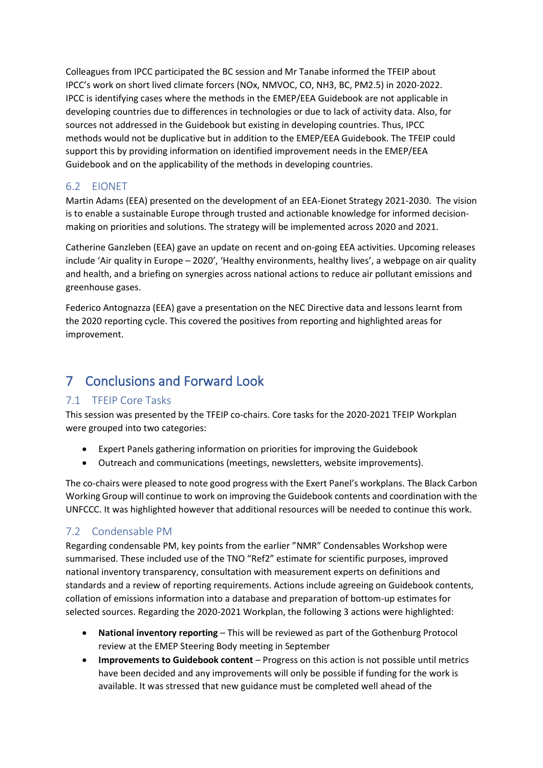Colleagues from IPCC participated the BC session and Mr Tanabe informed the TFEIP about IPCC's work on short lived climate forcers (NOx, NMVOC, CO, NH3, BC, PM2.5) in 2020-2022. IPCC is identifying cases where the methods in the EMEP/EEA Guidebook are not applicable in developing countries due to differences in technologies or due to lack of activity data. Also, for sources not addressed in the Guidebook but existing in developing countries. Thus, IPCC methods would not be duplicative but in addition to the EMEP/EEA Guidebook. The TFEIP could support this by providing information on identified improvement needs in the EMEP/EEA Guidebook and on the applicability of the methods in developing countries.

## 6.2 EIONET

Martin Adams (EEA) presented on the development of an EEA-Eionet Strategy 2021-2030. The vision is to enable a sustainable Europe through trusted and actionable knowledge for informed decision-making on priorities and solutions. The strategy will be implemented across 2020 and 2021.

Catherine Ganzleben (EEA) gave an update on recent and on-going EEA activities. Upcoming releases include 'Air quality in Europe – 2020', 'Healthy environments, healthy lives', a webpage on air quality and health, and a briefing on synergies across national actions to reduce air pollutant emissions and greenhouse gases.

Federico Antognazza (EEA) gave a presentation on the NEC Directive data and lessons learnt from the 2020 reporting cycle. This covered the positives from reporting and highlighted areas for improvement.

# 7 Conclusions and Forward Look

## 7.1 TFEIP Core Tasks

This session was presented by the TFEIP co-chairs. Core tasks for the 2020-2021 TFEIP Workplan were grouped into two categories:

- Expert Panels gathering information on priorities for improving the Guidebook
- Outreach and communications (meetings, newsletters, website improvements).

The co-chairs were pleased to note good progress with the Exert Panel's workplans. The Black Carbon Working Group will continue to work on improving the Guidebook contents and coordination with the UNFCCC. It was highlighted however that additional resources will be needed to continue this work.

## 7.2 Condensable PM

Regarding condensable PM, key points from the earlier "NMR" Condensables Workshop were summarised. These included use of the TNO "Ref2" estimate for scientific purposes, improved national inventory transparency, consultation with measurement experts on definitions and standards and a review of reporting requirements. Actions include agreeing on Guidebook contents, collation of emissions information into a database and preparation of bottom-up estimates for selected sources. Regarding the 2020-2021 Workplan, the following 3 actions were highlighted:

- **National inventory reporting** – This will be reviewed as part of the Gothenburg Protocol review at the EMEP Steering Body meeting in September
- **Improvements to Guidebook content** – Progress on this action is not possible until metrics have been decided and any improvements will only be possible if funding for the work is available. It was stressed that new guidance must be completed well ahead of the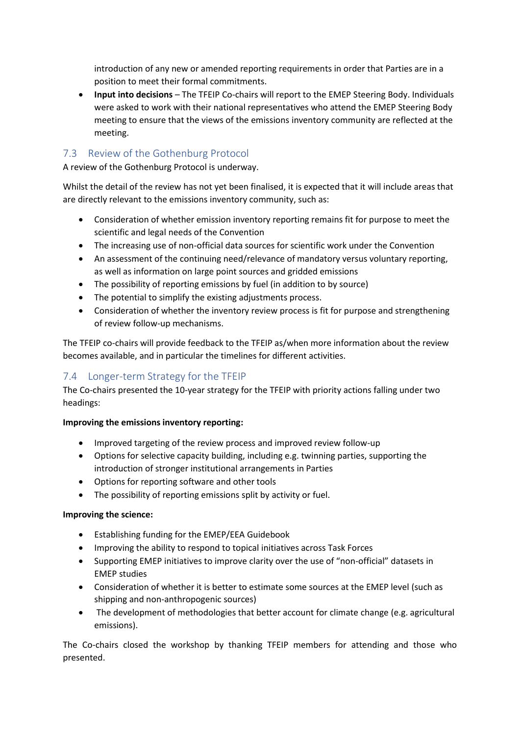introduction of any new or amended reporting requirements in order that Parties are in a position to meet their formal commitments.

- **Input into decisions** – The TFEIP Co-chairs will report to the EMEP Steering Body. Individuals were asked to work with their national representatives who attend the EMEP Steering Body meeting to ensure that the views of the emissions inventory community are reflected at the meeting.

## 7.3 Review of the Gothenburg Protocol

A review of the Gothenburg Protocol is underway.

Whilst the detail of the review has not yet been finalised, it is expected that it will include areas that are directly relevant to the emissions inventory community, such as:

- Consideration of whether emission inventory reporting remains fit for purpose to meet the scientific and legal needs of the Convention
- The increasing use of non-official data sources for scientific work under the Convention
- An assessment of the continuing need/relevance of mandatory versus voluntary reporting, as well as information on large point sources and gridded emissions
- The possibility of reporting emissions by fuel (in addition to by source)
- The potential to simplify the existing adjustments process.
- Consideration of whether the inventory review process is fit for purpose and strengthening of review follow-up mechanisms.

The TFEIP co-chairs will provide feedback to the TFEIP as/when more information about the review becomes available, and in particular the timelines for different activities.

## 7.4 Longer-term Strategy for the TFEIP

The Co-chairs presented the 10-year strategy for the TFEIP with priority actions falling under two headings:

**Improving the emissions inventory reporting:**

- Improved targeting of the review process and improved review follow-up
- Options for selective capacity building, including e.g. twinning parties, supporting the introduction of stronger institutional arrangements in Parties
- Options for reporting software and other tools
- The possibility of reporting emissions split by activity or fuel.

**Improving the science:**

- Establishing funding for the EMEP/EEA Guidebook
- Improving the ability to respond to topical initiatives across Task Forces
- Supporting EMEP initiatives to improve clarity over the use of "non-official" datasets in EMEP studies
- Consideration of whether it is better to estimate some sources at the EMEP level (such as shipping and non-anthropogenic sources)
- The development of methodologies that better account for climate change (e.g. agricultural emissions).

The Co-chairs closed the workshop by thanking TFEIP members for attending and those who presented.